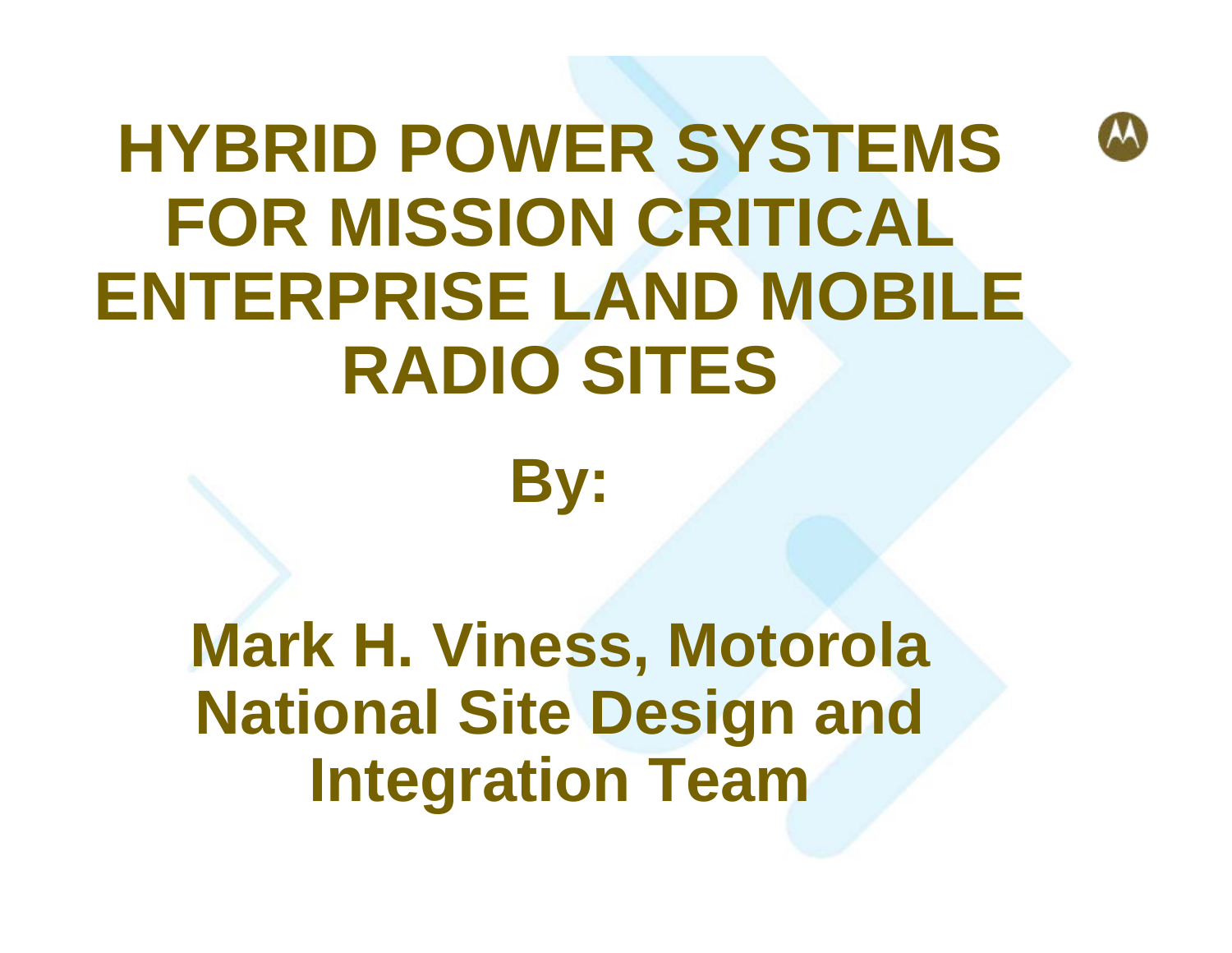# HYBRID POWER SYSTEMS FOR MISSION CRITICAL ENTERPRISE LAND MOBILE RADIO SITES

**By:**

**Mark H. Viness, Motorola National Site Design and Integration Team**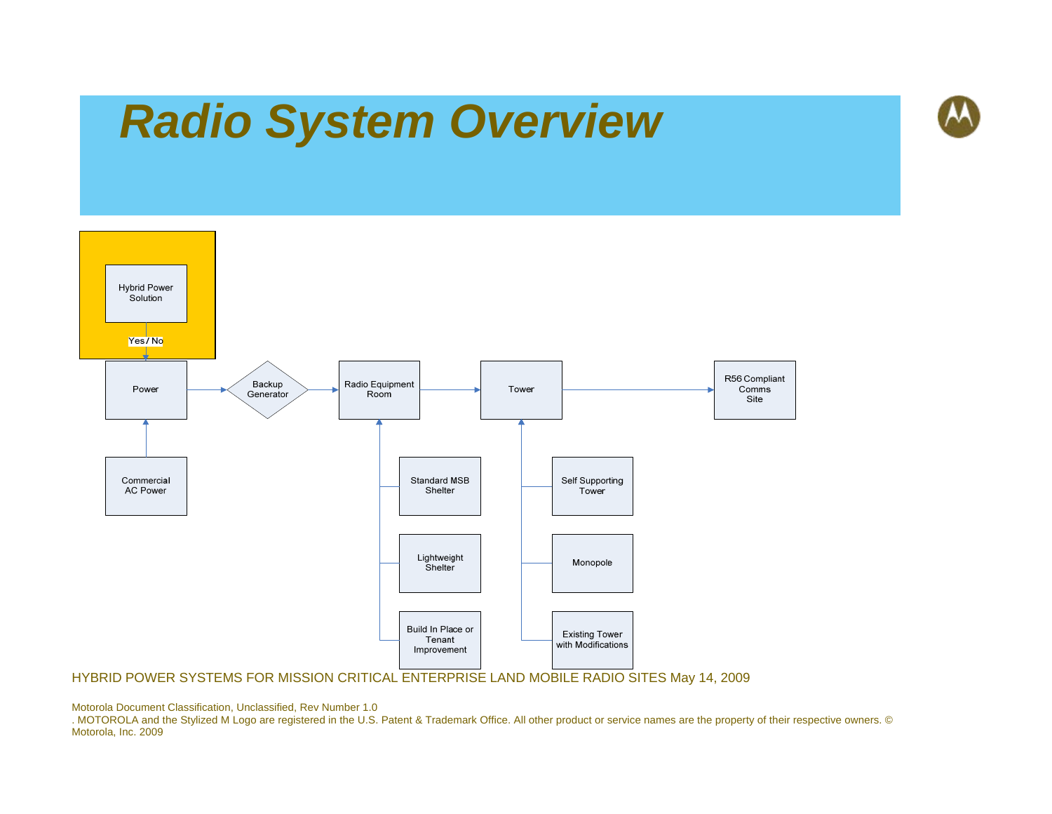# Radio System Overview

Hybrid Power Solution

Yes / No

Power

Backup Generator

Radio Equipment Room

Tower

R56 Compliant Comms Site

Commercial AC Power

Standard MSB Shelter

Lightweight Shelter

Build In Place or Tenant Improvement

Self Supporting Tower

Monopole

Existing Tower with Modifications

HYBRID POWER SYSTEMS FOR MISSION CRITICAL ENTERPRISE LAND MOBILE RADIO SITES May 14, 2009

Motorola Document Classification, Unclassified, Rev Number 1.0
. MOTOROLA and the Stylized M Logo are registered in the U.S. Patent & Trademark Office. All other product or service names are the property of their respective owners. © Motorola, Inc. 2009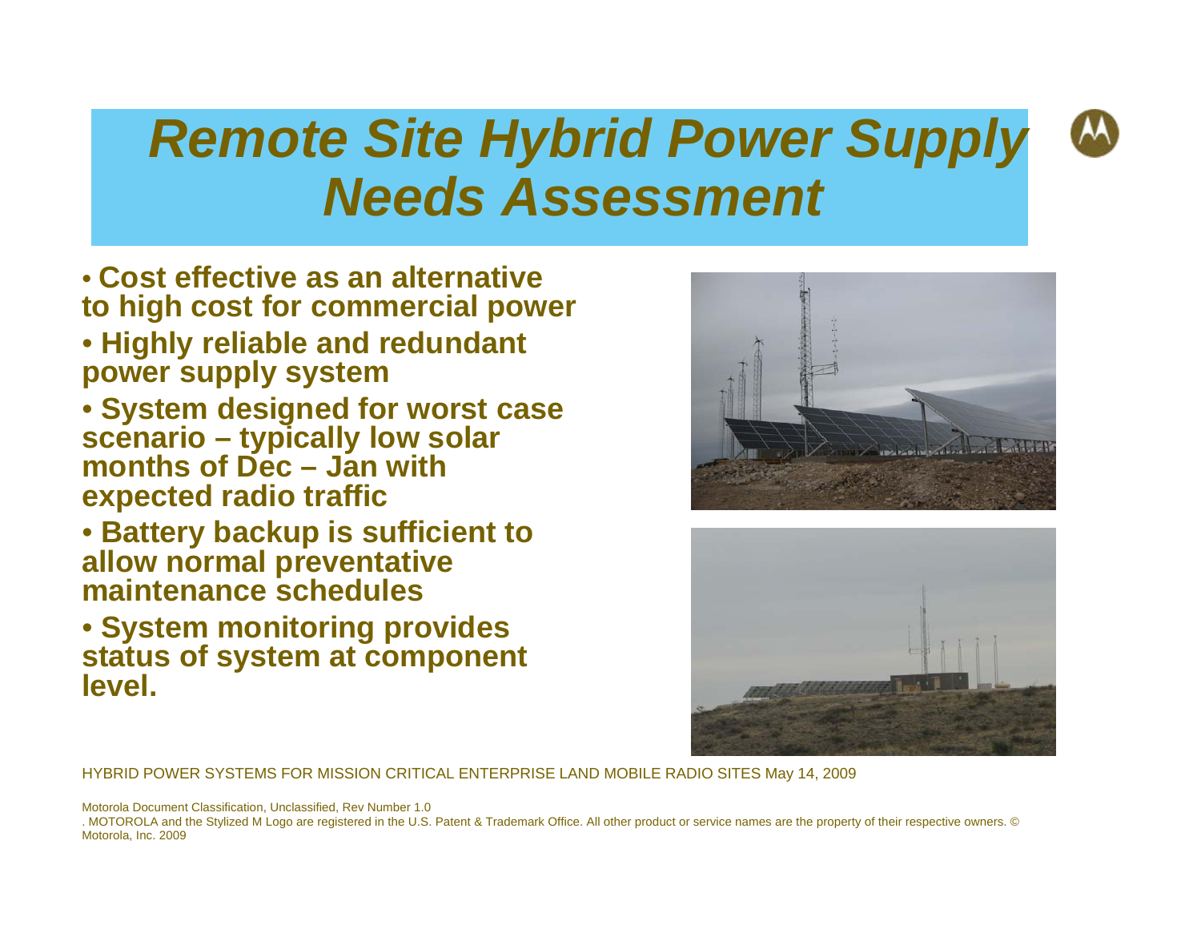# *Remote Site Hybrid Power Supply Needs Assessment*

- **Cost effective as an alternative to high cost for commercial power**
- **Highly reliable and redundant power supply system**
- **System designed for worst case scenario – typically low solar months of Dec – Jan with expected radio traffic**
- **Battery backup is sufficient to allow normal preventative maintenance schedules**
- **System monitoring provides status of system at component level.**

HYBRID POWER SYSTEMS FOR MISSION CRITICAL ENTERPRISE LAND MOBILE RADIO SITES May 14, 2009

Motorola Document Classification, Unclassified, Rev Number 1.0

. MOTOROLA and the Stylized M Logo are registered in the U.S. Patent & Trademark Office. All other product or service names are the property of their respective owners. © Motorola, Inc. 2009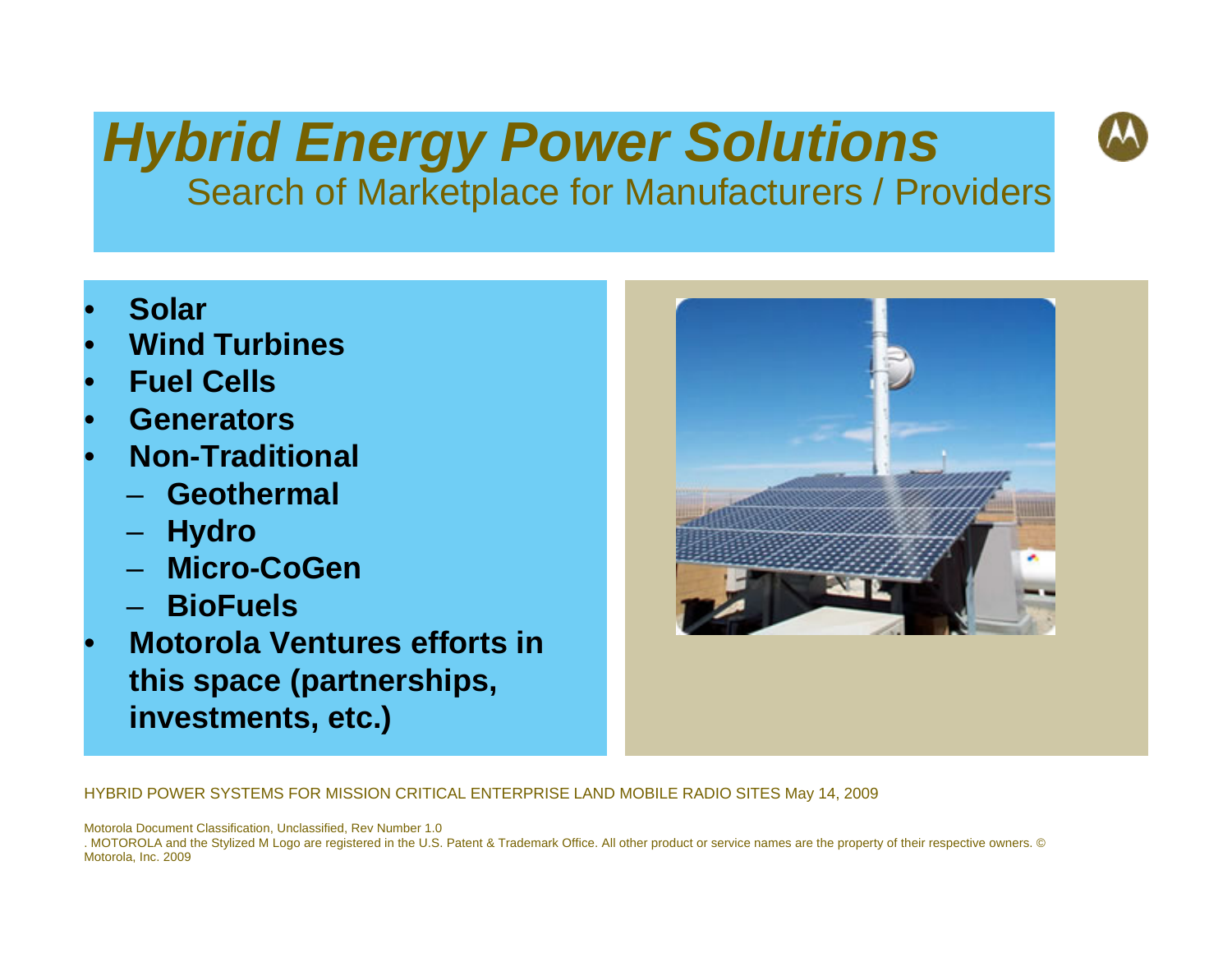# *Hybrid Energy Power Solutions*

## Search of Marketplace for Manufacturers / Providers

- **Solar**
- **Wind Turbines**
- **Fuel Cells**
- **Generators**
- **Non-Traditional**
  - **Geothermal**
  - **Hydro**
  - **Micro-CoGen**
  - **BioFuels**
- **Motorola Ventures efforts in this space (partnerships, investments, etc.)**

HYBRID POWER SYSTEMS FOR MISSION CRITICAL ENTERPRISE LAND MOBILE RADIO SITES May 14, 2009

Motorola Document Classification, Unclassified, Rev Number 1.0
. MOTOROLA and the Stylized M Logo are registered in the U.S. Patent & Trademark Office. All other product or service names are the property of their respective owners. © Motorola, Inc. 2009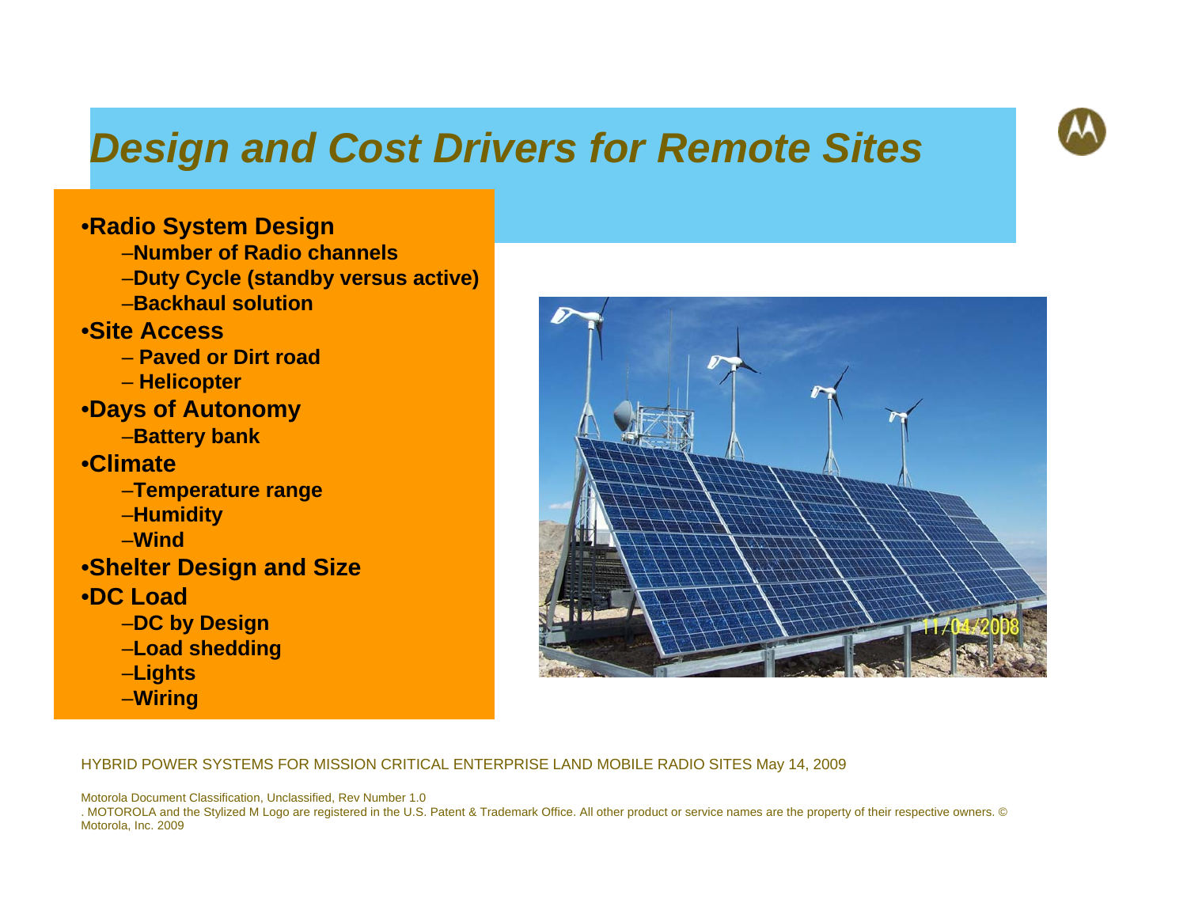# Design and Cost Drivers for Remote Sites

- **Radio System Design**
  - **Number of Radio channels**
  - **Duty Cycle (standby versus active)**
  - **Backhaul solution**
- **Site Access**
  - **Paved or Dirt road**
  - **Helicopter**
- **Days of Autonomy**
  - **Battery bank**
- **Climate**
  - **Temperature range**
  - **Humidity**
  - **Wind**
- **Shelter Design and Size**
- **DC Load**
  - **DC by Design**
  - **Load shedding**
  - **Lights**
  - **Wiring**

HYBRID POWER SYSTEMS FOR MISSION CRITICAL ENTERPRISE LAND MOBILE RADIO SITES May 14, 2009

Motorola Document Classification, Unclassified, Rev Number 1.0
. MOTOROLA and the Stylized M Logo are registered in the U.S. Patent & Trademark Office. All other product or service names are the property of their respective owners. © Motorola, Inc. 2009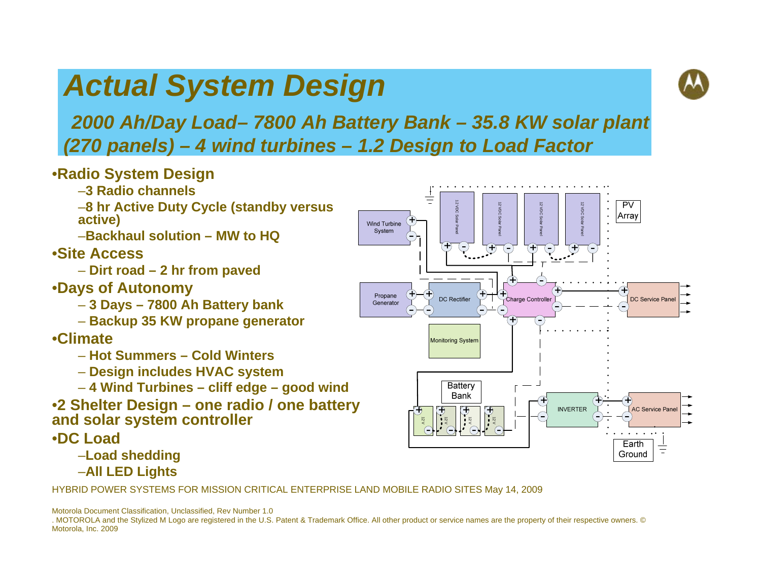# Actual System Design

***2000 Ah/Day Load– 7800 Ah Battery Bank – 35.8 KW solar plant (270 panels) – 4 wind turbines – 1.2 Design to Load Factor***

- **Radio System Design**
  - **3 Radio channels**
  - **8 hr Active Duty Cycle (standby versus active)**
  - **Backhaul solution – MW to HQ**
- **Site Access**
  - **Dirt road – 2 hr from paved**
- **Days of Autonomy**
  - **3 Days – 7800 Ah Battery bank**
  - **Backup 35 KW propane generator**
- **Climate**
  - **Hot Summers – Cold Winters**
  - **Design includes HVAC system**
  - **4 Wind Turbines – cliff edge – good wind**
- **2 Shelter Design – one radio / one battery and solar system controller**
- **DC Load**
  - **Load shedding**
  - **All LED Lights**

HYBRID POWER SYSTEMS FOR MISSION CRITICAL ENTERPRISE LAND MOBILE RADIO SITES May 14, 2009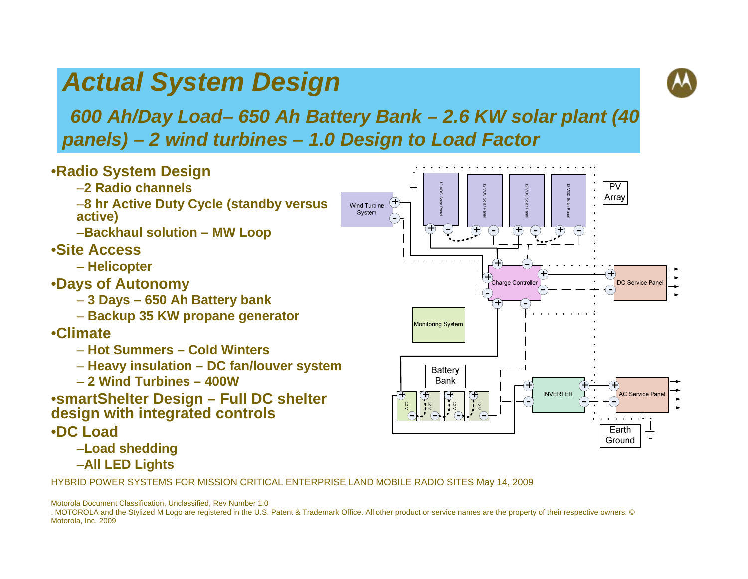# Actual System Design

## *600 Ah/Day Load– 650 Ah Battery Bank – 2.6 KW solar plant (40 panels) – 2 wind turbines – 1.0 Design to Load Factor*

- **Radio System Design**
  - –**2 Radio channels**
  - –**8 hr Active Duty Cycle (standby versus active)**
  - –**Backhaul solution – MW Loop**
- **Site Access**
  - – **Helicopter**
- **Days of Autonomy**
  - – **3 Days – 650 Ah Battery bank**
  - – **Backup 35 KW propane generator**
- **Climate**
  - – **Hot Summers – Cold Winters**
  - – **Heavy insulation – DC fan/louver system**
  - – **2 Wind Turbines – 400W**
- **smartShelter Design – Full DC shelter design with integrated controls**
- **DC Load**
  - –**Load shedding**
  - –**All LED Lights**

HYBRID POWER SYSTEMS FOR MISSION CRITICAL ENTERPRISE LAND MOBILE RADIO SITES May 14, 2009

Motorola Document Classification, Unclassified, Rev Number 1.0

. MOTOROLA and the Stylized M Logo are registered in the U.S. Patent & Trademark Office. All other product or service names are the property of their respective owners. © Motorola, Inc. 2009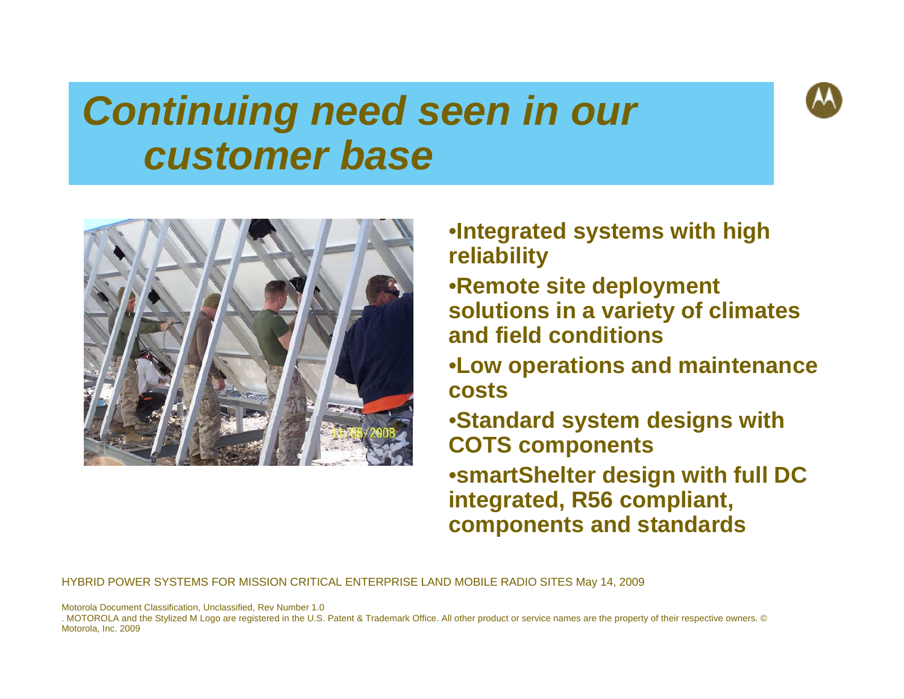# *Continuing need seen in our customer base*

- **Integrated systems with high reliability**
- **Remote site deployment solutions in a variety of climates and field conditions**
- **Low operations and maintenance costs**
- **Standard system designs with COTS components**
- **smartShelter design with full DC integrated, R56 compliant, components and standards**

HYBRID POWER SYSTEMS FOR MISSION CRITICAL ENTERPRISE LAND MOBILE RADIO SITES May 14, 2009

Motorola Document Classification, Unclassified, Rev Number 1.0
. MOTOROLA and the Stylized M Logo are registered in the U.S. Patent & Trademark Office. All other product or service names are the property of their respective owners. © Motorola, Inc. 2009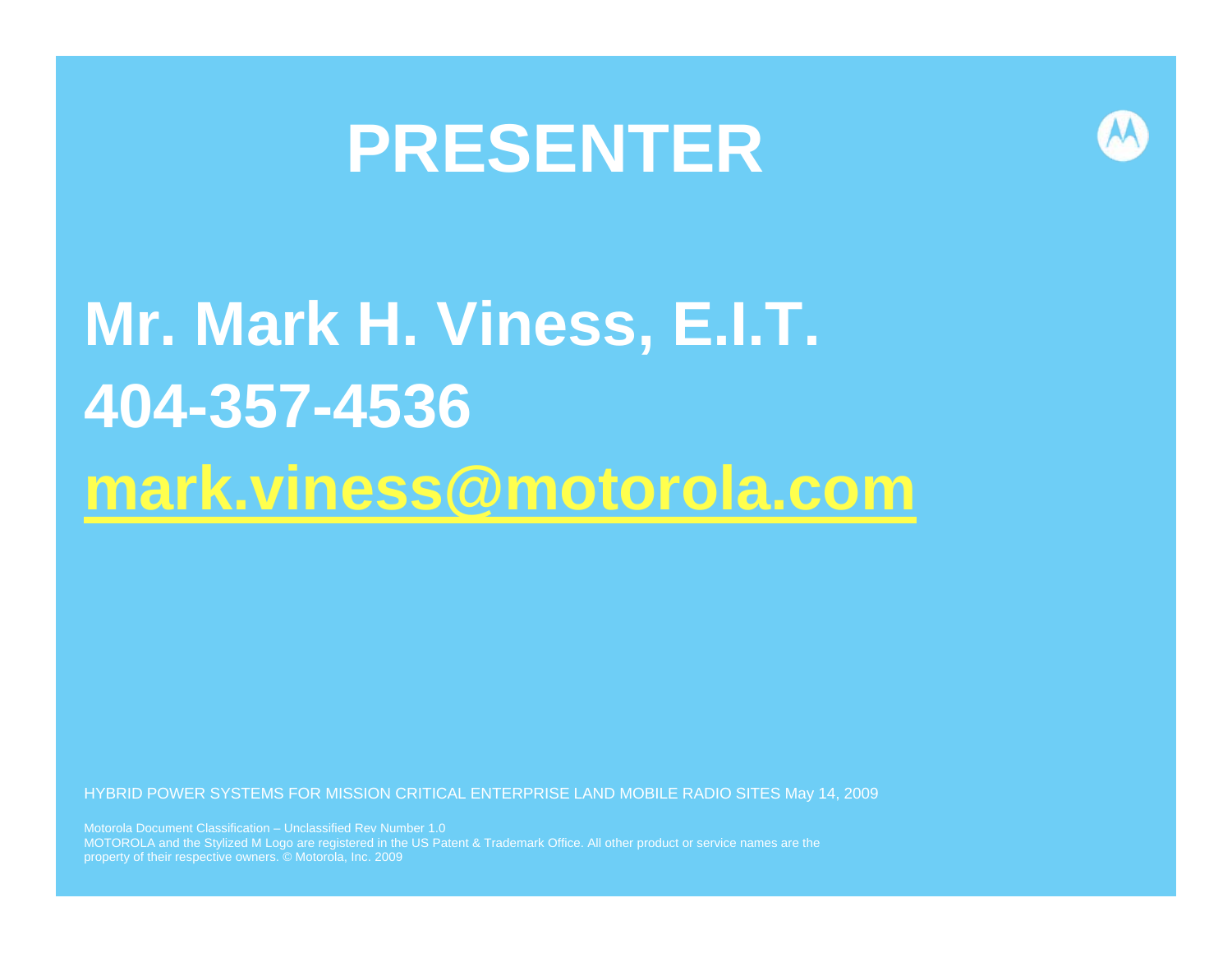# PRESENTER

**Mr. Mark H. Viness, E.I.T.**

**404-357-4536**

**mark.viness@motorola.com**

HYBRID POWER SYSTEMS FOR MISSION CRITICAL ENTERPRISE LAND MOBILE RADIO SITES May 14, 2009

Motorola Document Classification – Unclassified Rev Number 1.0
MOTOROLA and the Stylized M Logo are registered in the US Patent & Trademark Office. All other product or service names are the property of their respective owners. © Motorola, Inc. 2009